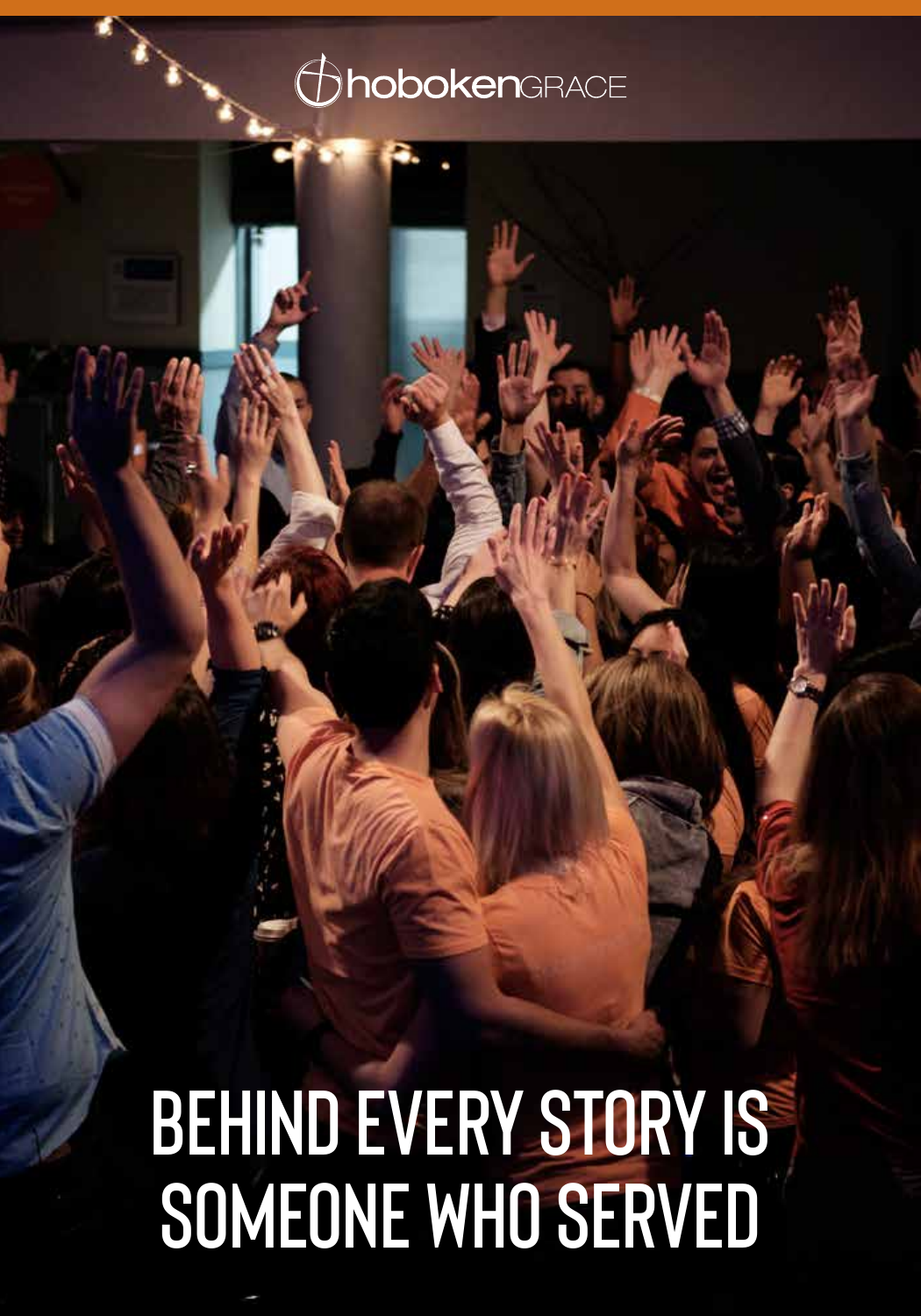hobokenGRACE

# BEHIND EVERY STORY IS SOMEONE WHO SERVED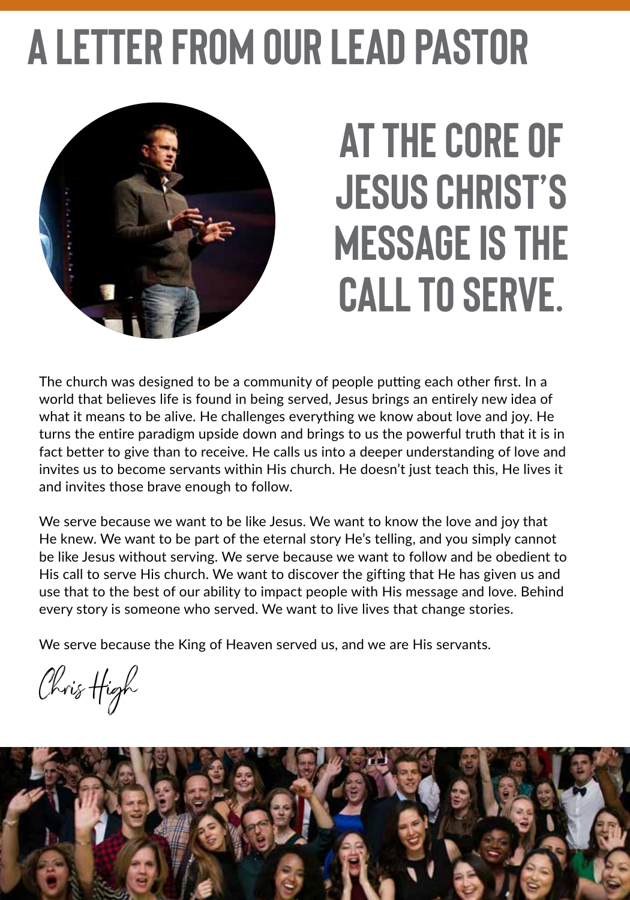# A LETTER FROM OUR LEAD PASTOR

## AT THE CORE OF JESUS CHRIST'S MESSAGE IS THE CALL TO SERVE.

The church was designed to be a community of people putting each other first. In a world that believes life is found in being served, Jesus brings an entirely new idea of what it means to be alive. He challenges everything we know about love and joy. He turns the entire paradigm upside down and brings to us the powerful truth that it is in fact better to give than to receive. He calls us into a deeper understanding of love and invites us to become servants within His church. He doesn't just teach this, He lives it and invites those brave enough to follow.

We serve because we want to be like Jesus. We want to know the love and joy that He knew. We want to be part of the eternal story He's telling, and you simply cannot be like Jesus without serving. We serve because we want to follow and be obedient to His call to serve His church. We want to discover the gifting that He has given us and use that to the best of our ability to impact people with His message and love. Behind every story is someone who served. We want to live lives that change stories.

We serve because the King of Heaven served us, and we are His servants.

*Chris High*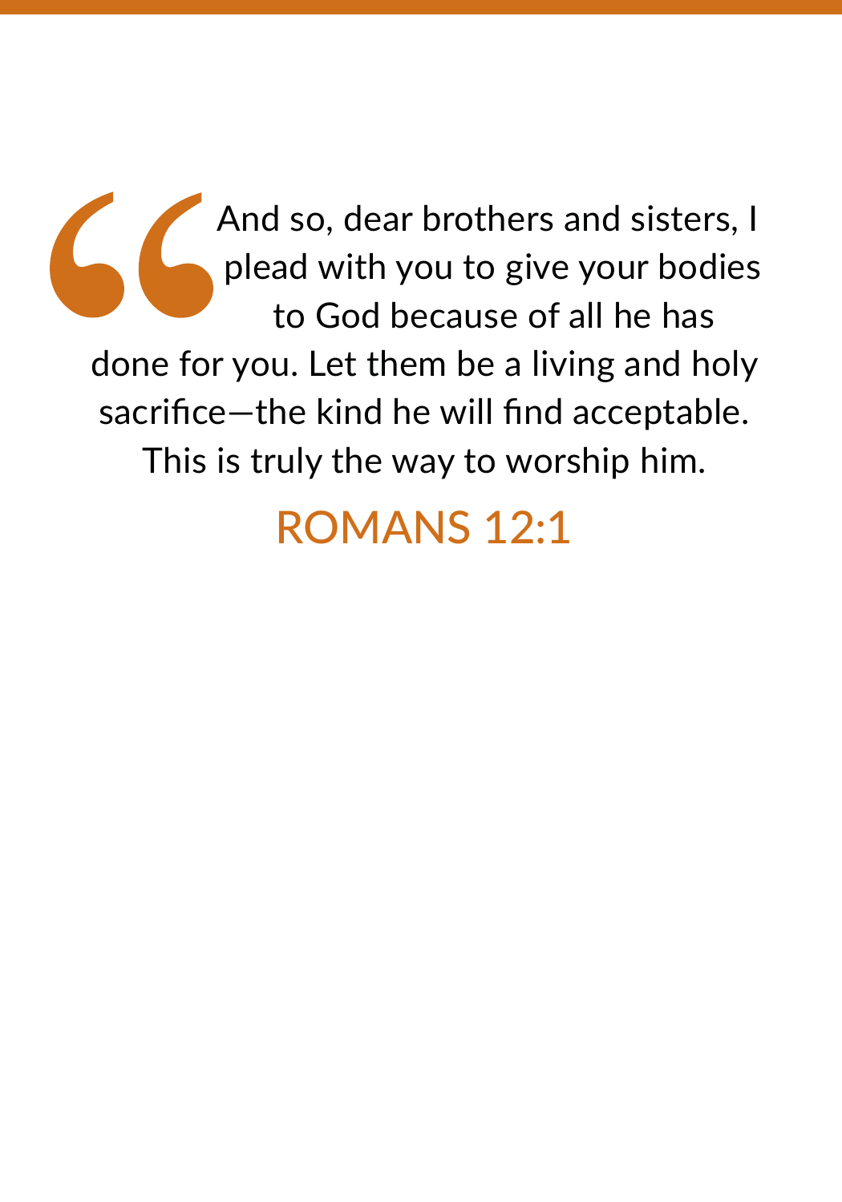> And so, dear brothers and sisters, I plead with you to give your bodies to God because of all he has done for you. Let them be a living and holy sacrifice—the kind he will find acceptable. This is truly the way to worship him.

ROMANS 12:1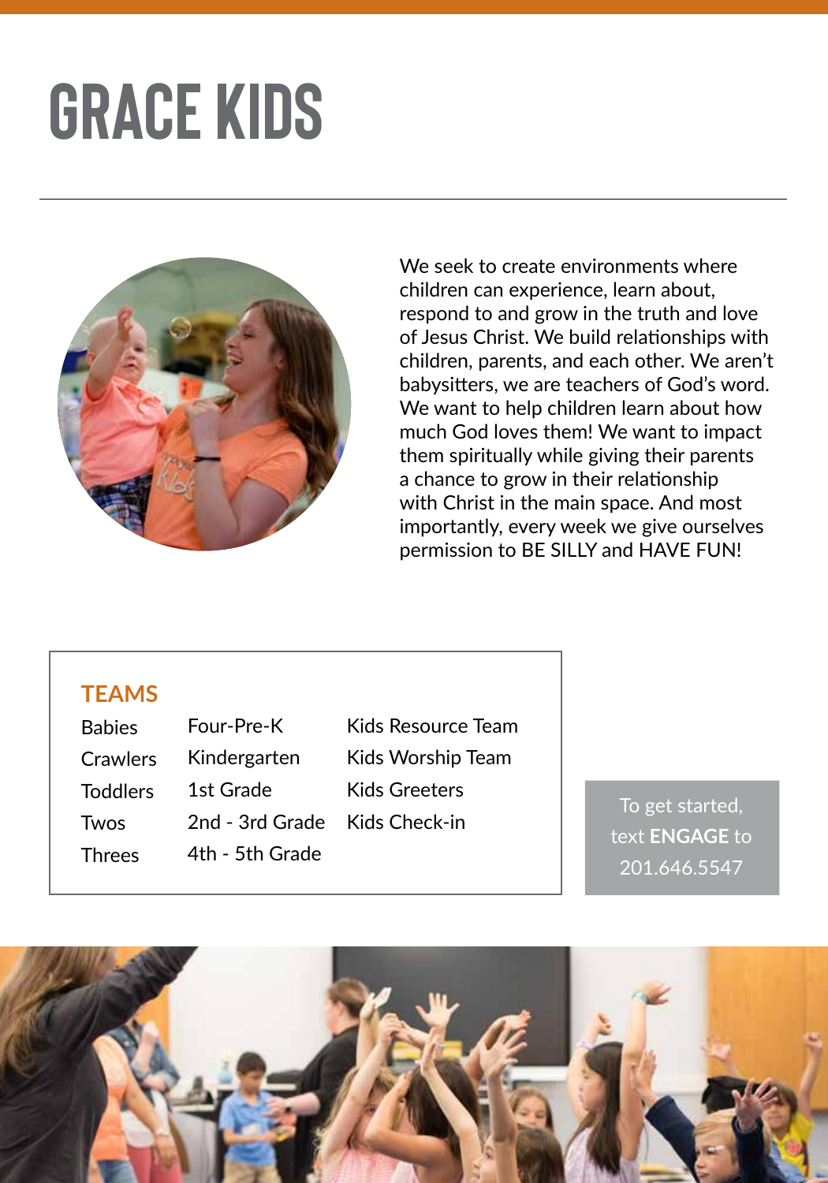# GRACE KIDS

We seek to create environments where children can experience, learn about, respond to and grow in the truth and love of Jesus Christ. We build relationships with children, parents, and each other. We aren't babysitters, we are teachers of God's word. We want to help children learn about how much God loves them! We want to impact them spiritually while giving their parents a chance to grow in their relationship with Christ in the main space. And most importantly, every week we give ourselves permission to BE SILLY and HAVE FUN!

## TEAMS

- Babies
- Crawlers
- Toddlers
- Twos
- Threes
- Four-Pre-K
- Kindergarten
- 1st Grade
- 2nd - 3rd Grade
- 4th - 5th Grade
- Kids Resource Team
- Kids Worship Team
- Kids Greeters
- Kids Check-in

To get started, text **ENGAGE** to 201.646.5547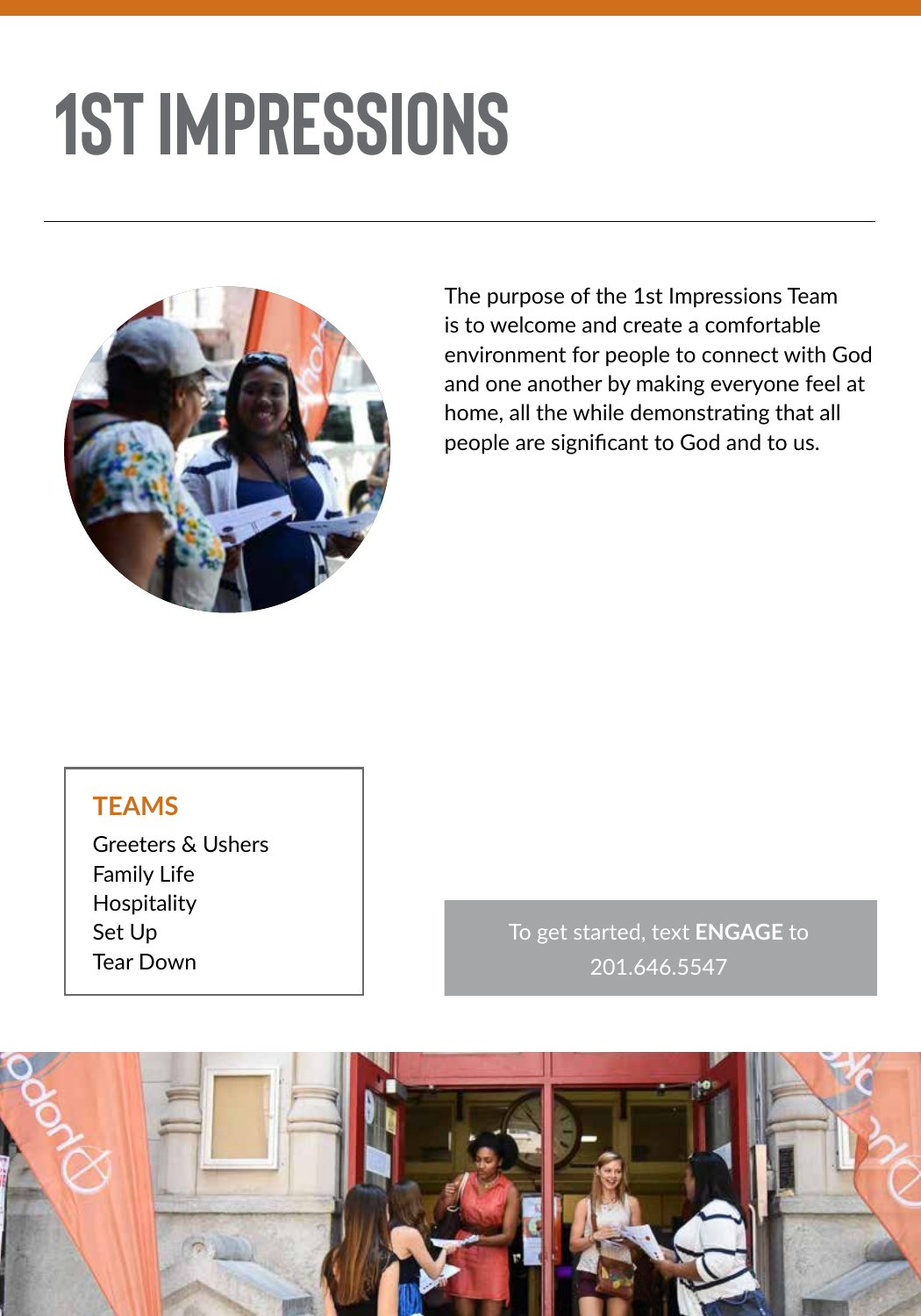# 1ST IMPRESSIONS

The purpose of the 1st Impressions Team is to welcome and create a comfortable environment for people to connect with God and one another by making everyone feel at home, all the while demonstrating that all people are significant to God and to us.

### TEAMS

Greeters & Ushers
Family Life
Hospitality
Set Up
Tear Down

To get started, text **ENGAGE** to 201.646.5547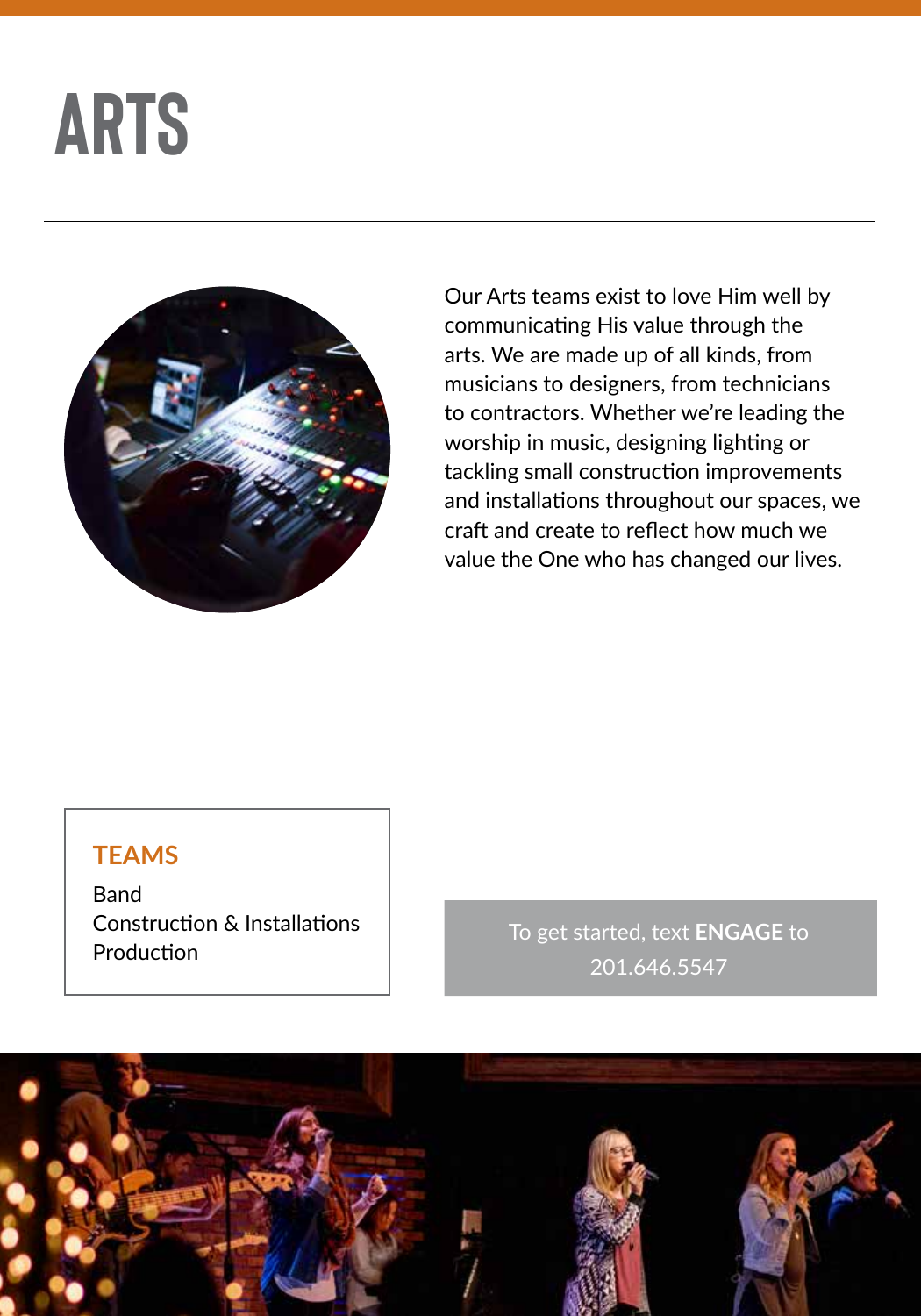# ARTS

Our Arts teams exist to love Him well by communicating His value through the arts. We are made up of all kinds, from musicians to designers, from technicians to contractors. Whether we're leading the worship in music, designing lighting or tackling small construction improvements and installations throughout our spaces, we craft and create to reflect how much we value the One who has changed our lives.

## TEAMS

Band
Construction & Installations
Production

To get started, text **ENGAGE** to 201.646.5547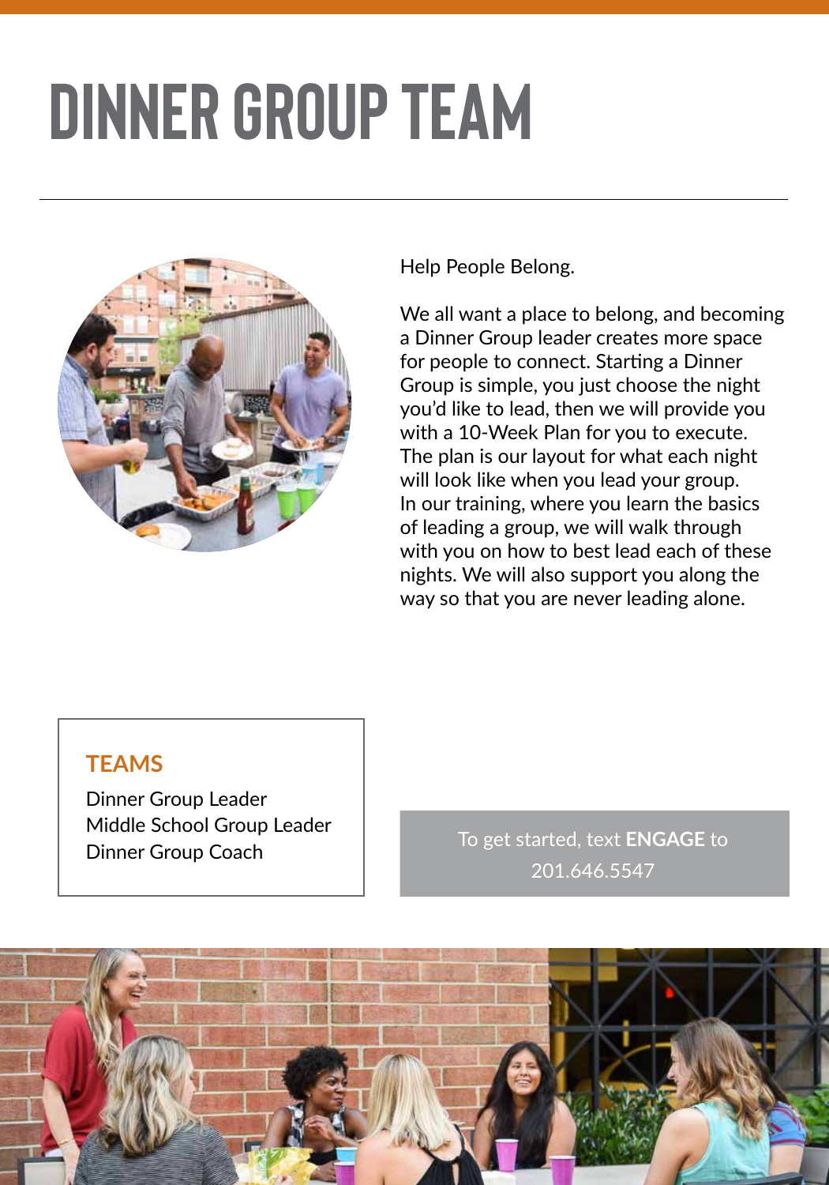# DINNER GROUP TEAM

Help People Belong.

We all want a place to belong, and becoming a Dinner Group leader creates more space for people to connect. Starting a Dinner Group is simple, you just choose the night you'd like to lead, then we will provide you with a 10-Week Plan for you to execute. The plan is our layout for what each night will look like when you lead your group. In our training, where you learn the basics of leading a group, we will walk through with you on how to best lead each of these nights. We will also support you along the way so that you are never leading alone.

### TEAMS

Dinner Group Leader
Middle School Group Leader
Dinner Group Coach

To get started, text **ENGAGE** to 201.646.5547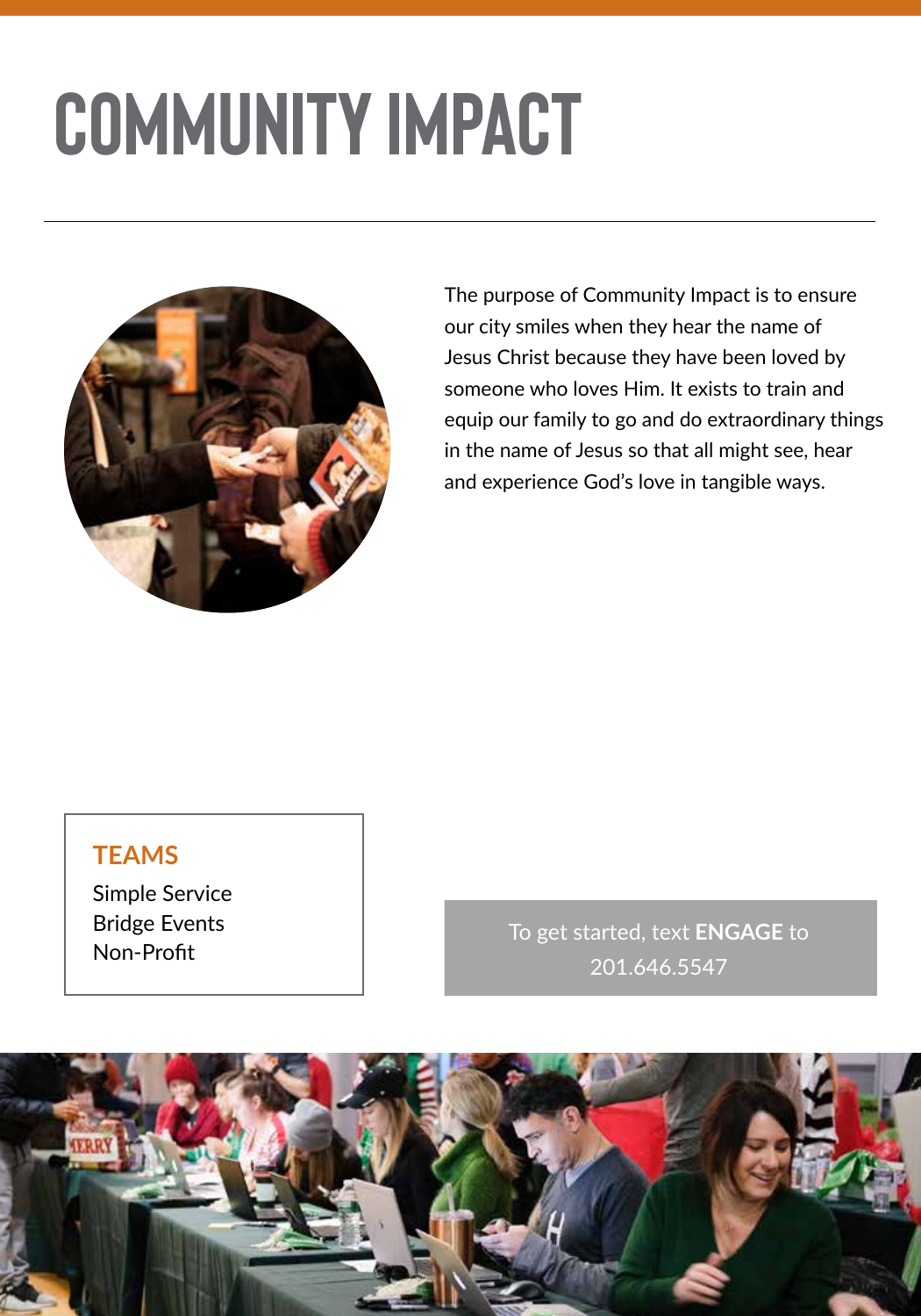# COMMUNITY IMPACT

The purpose of Community Impact is to ensure our city smiles when they hear the name of Jesus Christ because they have been loved by someone who loves Him. It exists to train and equip our family to go and do extraordinary things in the name of Jesus so that all might see, hear and experience God's love in tangible ways.

## TEAMS

Simple Service
Bridge Events
Non-Profit

To get started, text **ENGAGE** to 201.646.5547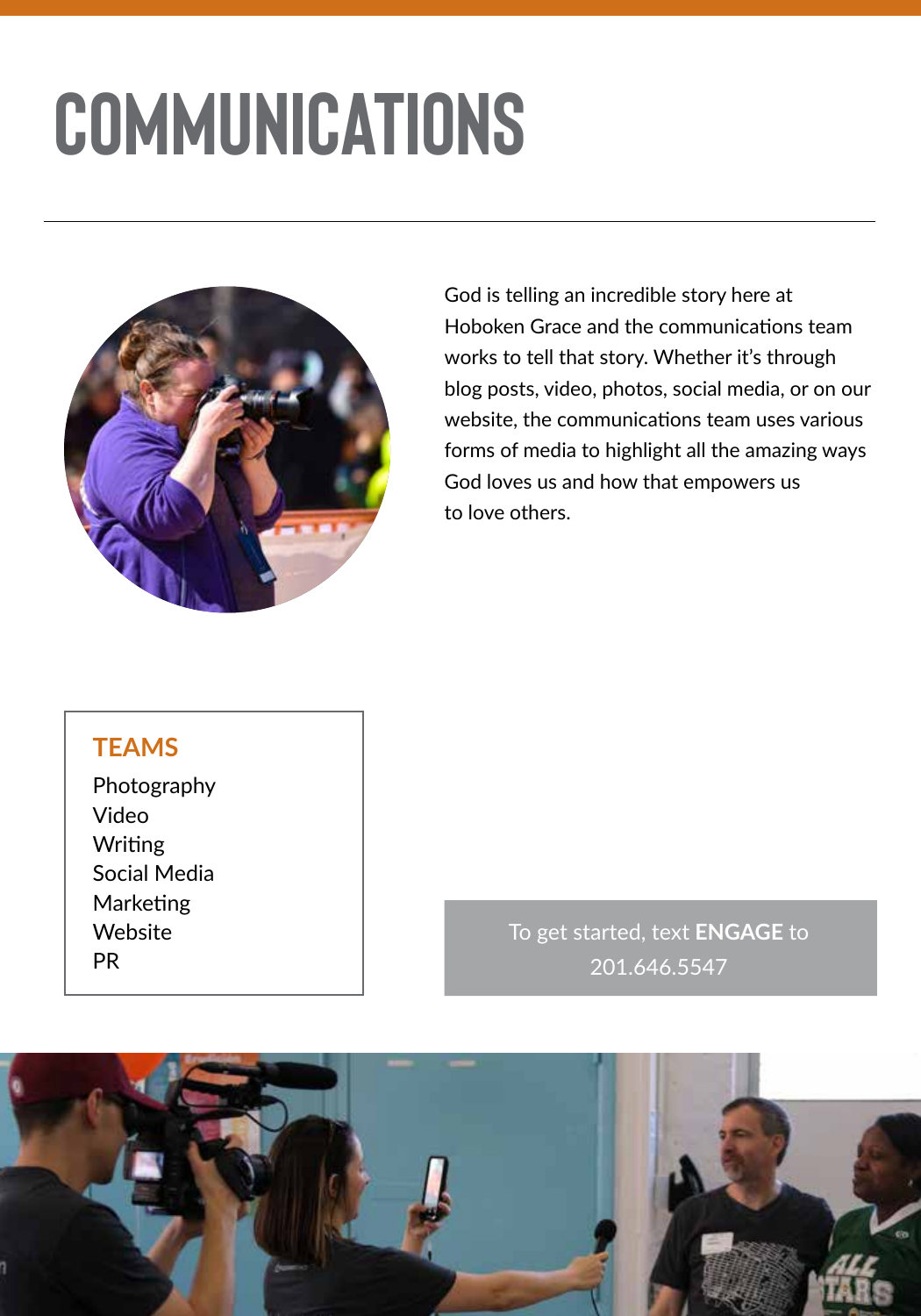# COMMUNICATIONS

God is telling an incredible story here at Hoboken Grace and the communications team works to tell that story. Whether it's through blog posts, video, photos, social media, or on our website, the communications team uses various forms of media to highlight all the amazing ways God loves us and how that empowers us to love others.

## TEAMS

Photography
Video
Writing
Social Media
Marketing
Website
PR

To get started, text **ENGAGE** to 201.646.5547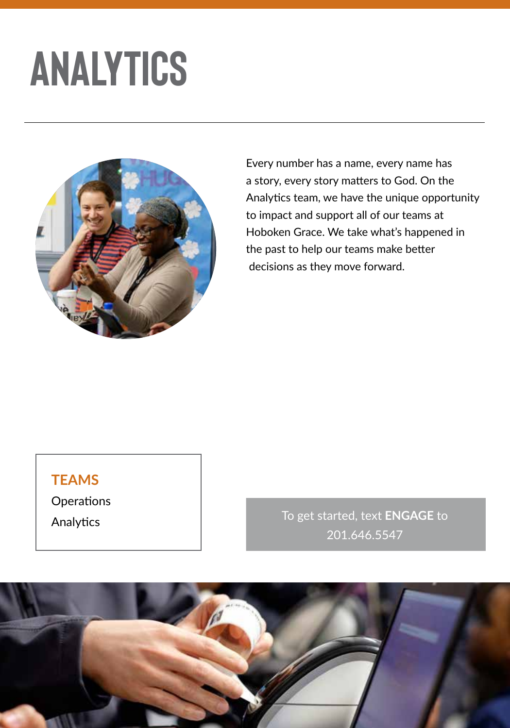# ANALYTICS

Every number has a name, every name has a story, every story matters to God. On the Analytics team, we have the unique opportunity to impact and support all of our teams at Hoboken Grace. We take what's happened in the past to help our teams make better decisions as they move forward.

**TEAMS**

Operations

Analytics

To get started, text **ENGAGE** to 201.646.5547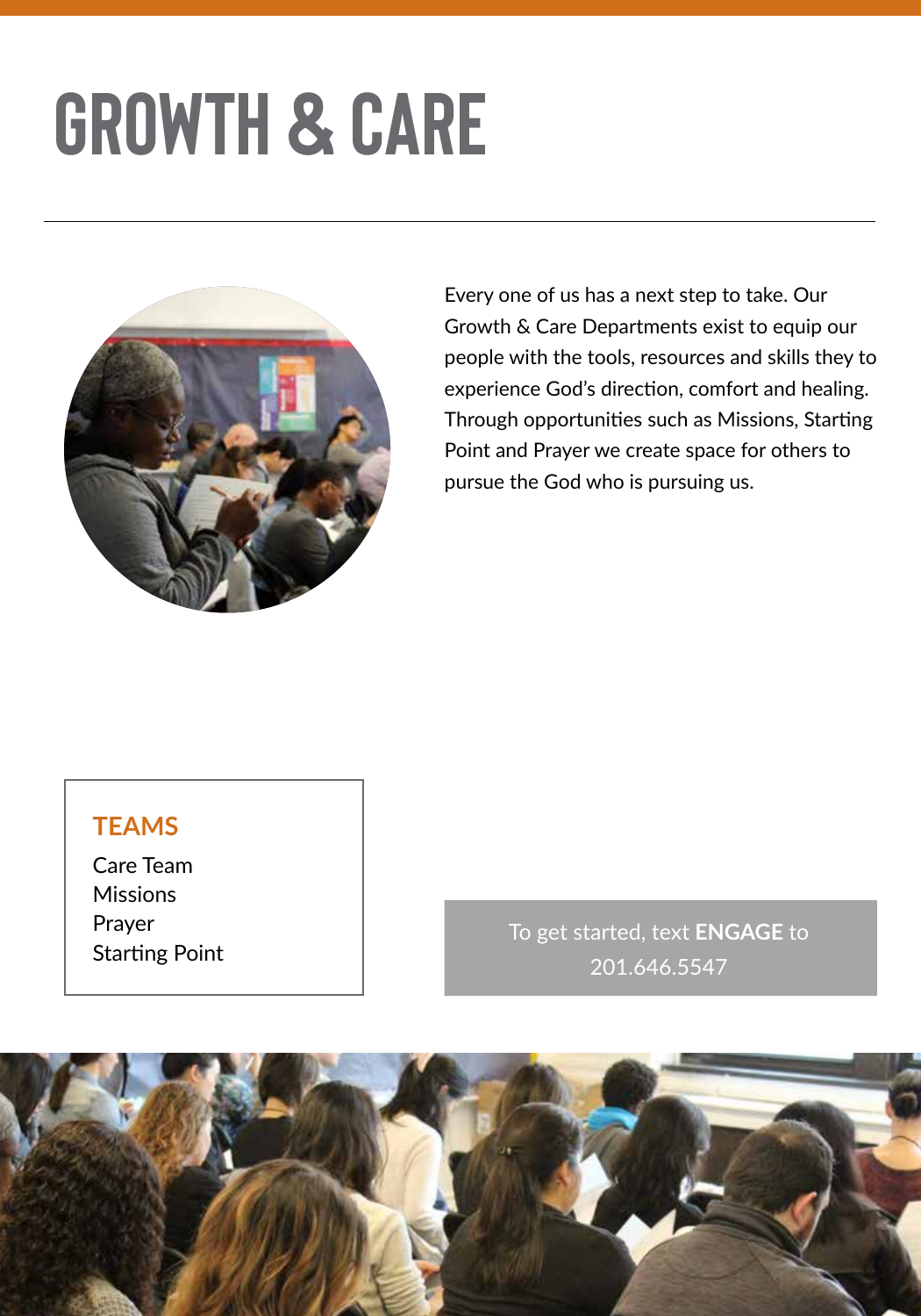# GROWTH & CARE

Every one of us has a next step to take. Our Growth & Care Departments exist to equip our people with the tools, resources and skills they to experience God's direction, comfort and healing. Through opportunities such as Missions, Starting Point and Prayer we create space for others to pursue the God who is pursuing us.

## TEAMS

Care Team
Missions
Prayer
Starting Point

To get started, text **ENGAGE** to 201.646.5547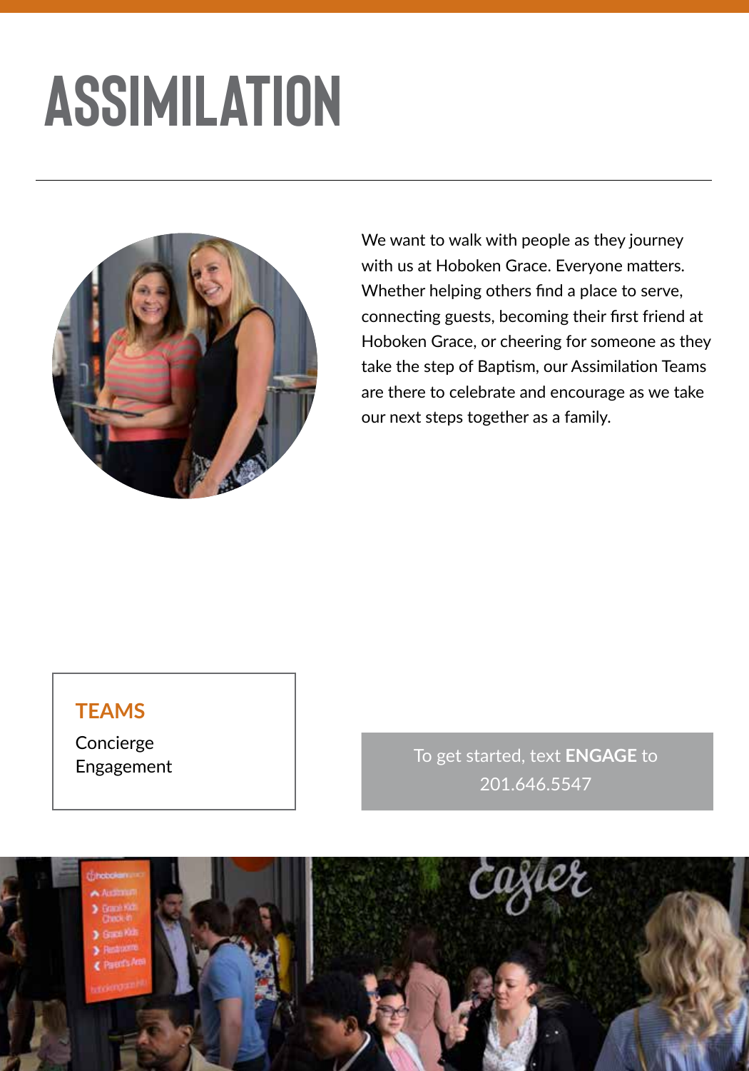# ASSIMILATION

We want to walk with people as they journey with us at Hoboken Grace. Everyone matters. Whether helping others find a place to serve, connecting guests, becoming their first friend at Hoboken Grace, or cheering for someone as they take the step of Baptism, our Assimilation Teams are there to celebrate and encourage as we take our next steps together as a family.

## TEAMS

Concierge
Engagement

To get started, text **ENGAGE** to 201.646.5547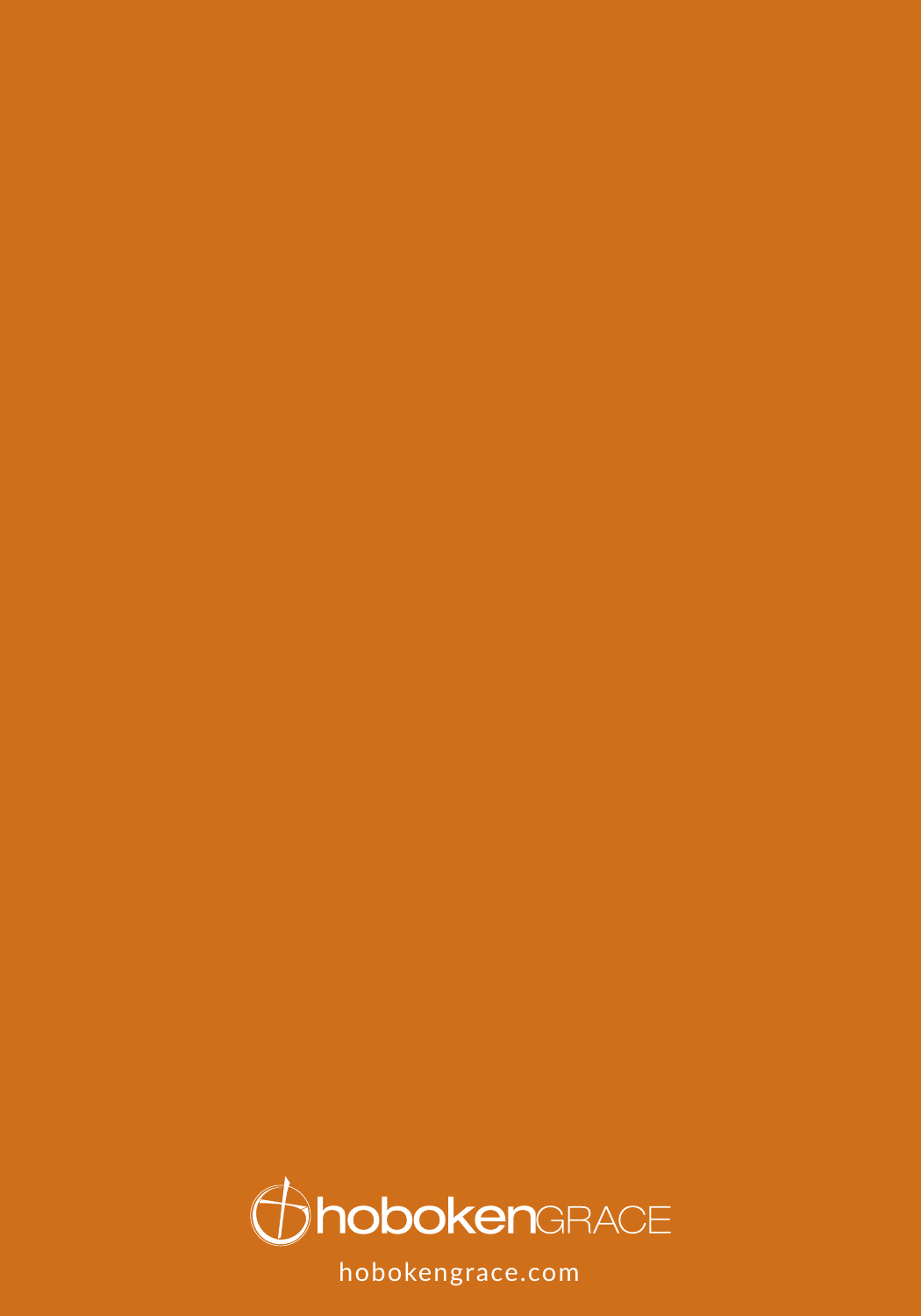hobokenGRACE

hobokengrace.com